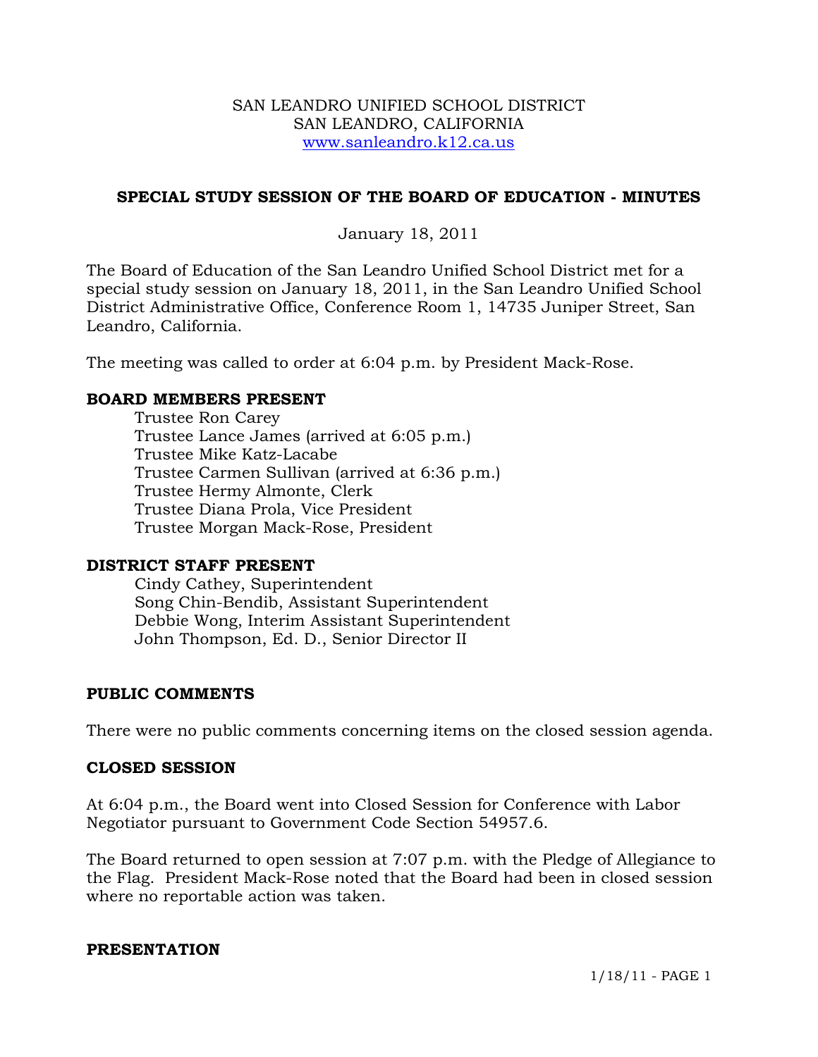SAN LEANDRO UNIFIED SCHOOL DISTRICT
SAN LEANDRO, CALIFORNIA
www.sanleandro.k12.ca.us

## SPECIAL STUDY SESSION OF THE BOARD OF EDUCATION - MINUTES

January 18, 2011

The Board of Education of the San Leandro Unified School District met for a special study session on January 18, 2011, in the San Leandro Unified School District Administrative Office, Conference Room 1, 14735 Juniper Street, San Leandro, California.

The meeting was called to order at 6:04 p.m. by President Mack-Rose.

### BOARD MEMBERS PRESENT

Trustee Ron Carey
Trustee Lance James (arrived at 6:05 p.m.)
Trustee Mike Katz-Lacabe
Trustee Carmen Sullivan (arrived at 6:36 p.m.)
Trustee Hermy Almonte, Clerk
Trustee Diana Prola, Vice President
Trustee Morgan Mack-Rose, President

### DISTRICT STAFF PRESENT

Cindy Cathey, Superintendent
Song Chin-Bendib, Assistant Superintendent
Debbie Wong, Interim Assistant Superintendent
John Thompson, Ed. D., Senior Director II

### PUBLIC COMMENTS

There were no public comments concerning items on the closed session agenda.

### CLOSED SESSION

At 6:04 p.m., the Board went into Closed Session for Conference with Labor Negotiator pursuant to Government Code Section 54957.6.

The Board returned to open session at 7:07 p.m. with the Pledge of Allegiance to the Flag. President Mack-Rose noted that the Board had been in closed session where no reportable action was taken.

### PRESENTATION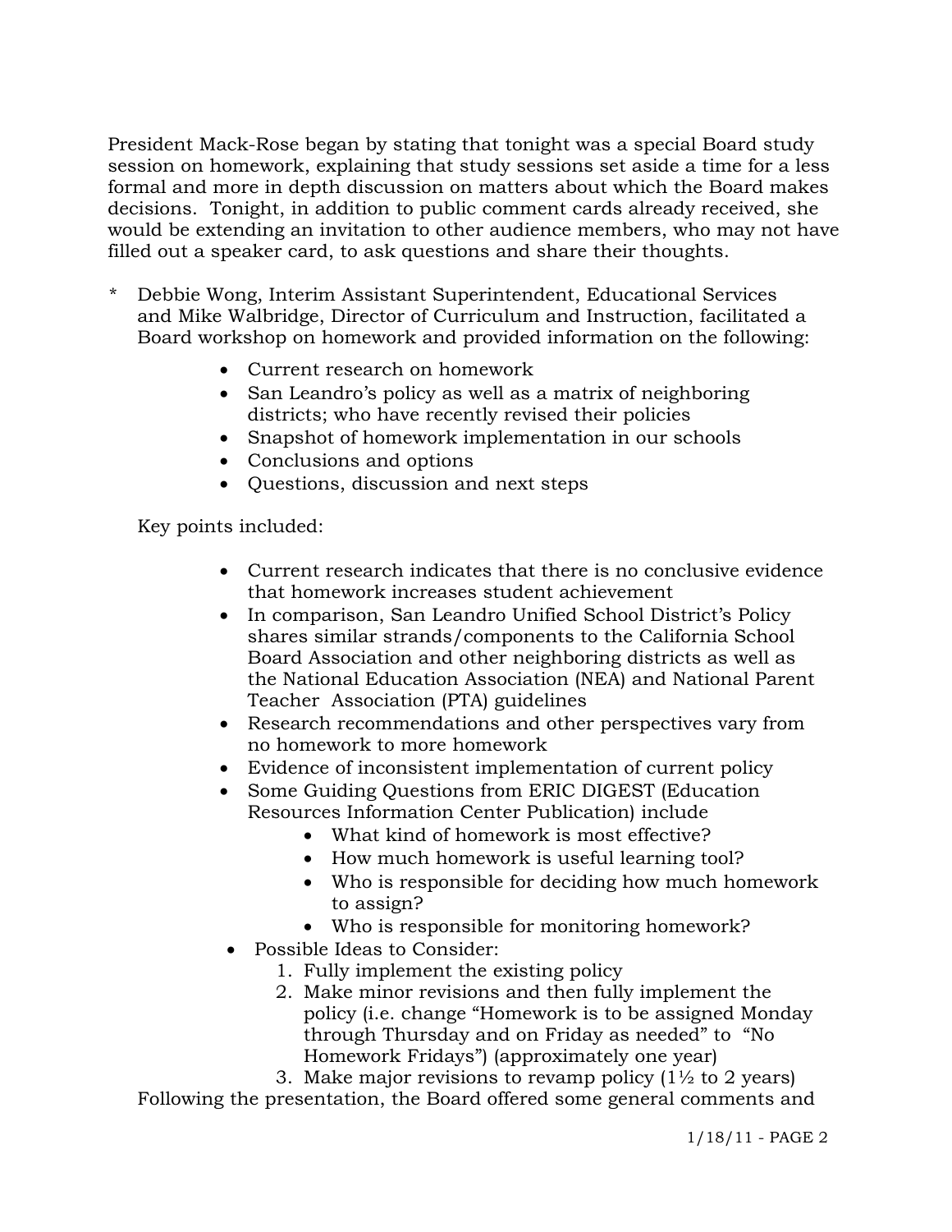President Mack-Rose began by stating that tonight was a special Board study session on homework, explaining that study sessions set aside a time for a less formal and more in depth discussion on matters about which the Board makes decisions. Tonight, in addition to public comment cards already received, she would be extending an invitation to other audience members, who may not have filled out a speaker card, to ask questions and share their thoughts.

\* Debbie Wong, Interim Assistant Superintendent, Educational Services and Mike Walbridge, Director of Curriculum and Instruction, facilitated a Board workshop on homework and provided information on the following:

- Current research on homework
- San Leandro's policy as well as a matrix of neighboring districts; who have recently revised their policies
- Snapshot of homework implementation in our schools
- Conclusions and options
- Questions, discussion and next steps

Key points included:

- Current research indicates that there is no conclusive evidence that homework increases student achievement
- In comparison, San Leandro Unified School District's Policy shares similar strands/components to the California School Board Association and other neighboring districts as well as the National Education Association (NEA) and National Parent Teacher Association (PTA) guidelines
- Research recommendations and other perspectives vary from no homework to more homework
- Evidence of inconsistent implementation of current policy
- Some Guiding Questions from ERIC DIGEST (Education Resources Information Center Publication) include
  - What kind of homework is most effective?
  - How much homework is useful learning tool?
  - Who is responsible for deciding how much homework to assign?
  - Who is responsible for monitoring homework?
- Possible Ideas to Consider:
  1. Fully implement the existing policy
  2. Make minor revisions and then fully implement the policy (i.e. change "Homework is to be assigned Monday through Thursday and on Friday as needed" to "No Homework Fridays") (approximately one year)
  3. Make major revisions to revamp policy (1½ to 2 years)

Following the presentation, the Board offered some general comments and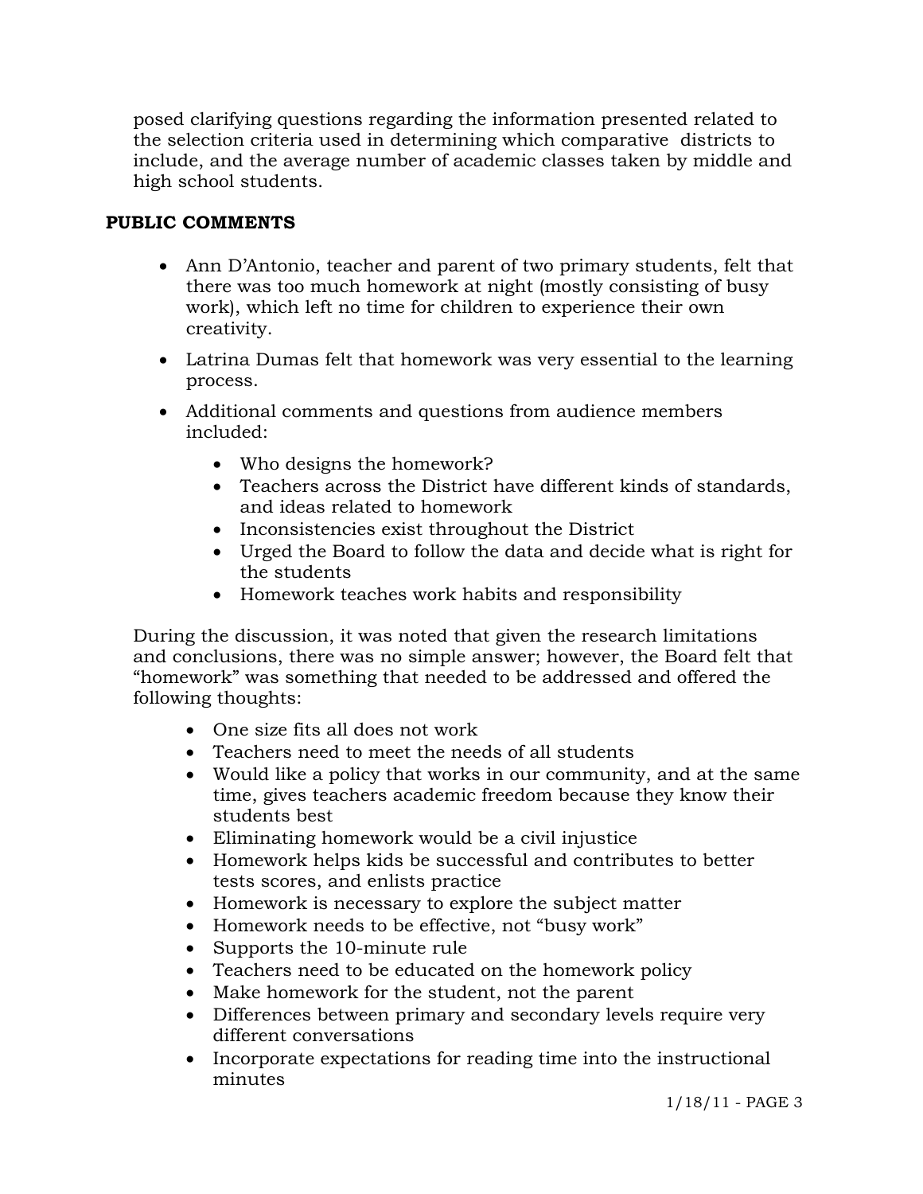posed clarifying questions regarding the information presented related to the selection criteria used in determining which comparative districts to include, and the average number of academic classes taken by middle and high school students.

**PUBLIC COMMENTS**

- Ann D'Antonio, teacher and parent of two primary students, felt that there was too much homework at night (mostly consisting of busy work), which left no time for children to experience their own creativity.
- Latrina Dumas felt that homework was very essential to the learning process.
- Additional comments and questions from audience members included:
  - Who designs the homework?
  - Teachers across the District have different kinds of standards, and ideas related to homework
  - Inconsistencies exist throughout the District
  - Urged the Board to follow the data and decide what is right for the students
  - Homework teaches work habits and responsibility

During the discussion, it was noted that given the research limitations and conclusions, there was no simple answer; however, the Board felt that "homework" was something that needed to be addressed and offered the following thoughts:

- One size fits all does not work
- Teachers need to meet the needs of all students
- Would like a policy that works in our community, and at the same time, gives teachers academic freedom because they know their students best
- Eliminating homework would be a civil injustice
- Homework helps kids be successful and contributes to better tests scores, and enlists practice
- Homework is necessary to explore the subject matter
- Homework needs to be effective, not "busy work"
- Supports the 10-minute rule
- Teachers need to be educated on the homework policy
- Make homework for the student, not the parent
- Differences between primary and secondary levels require very different conversations
- Incorporate expectations for reading time into the instructional minutes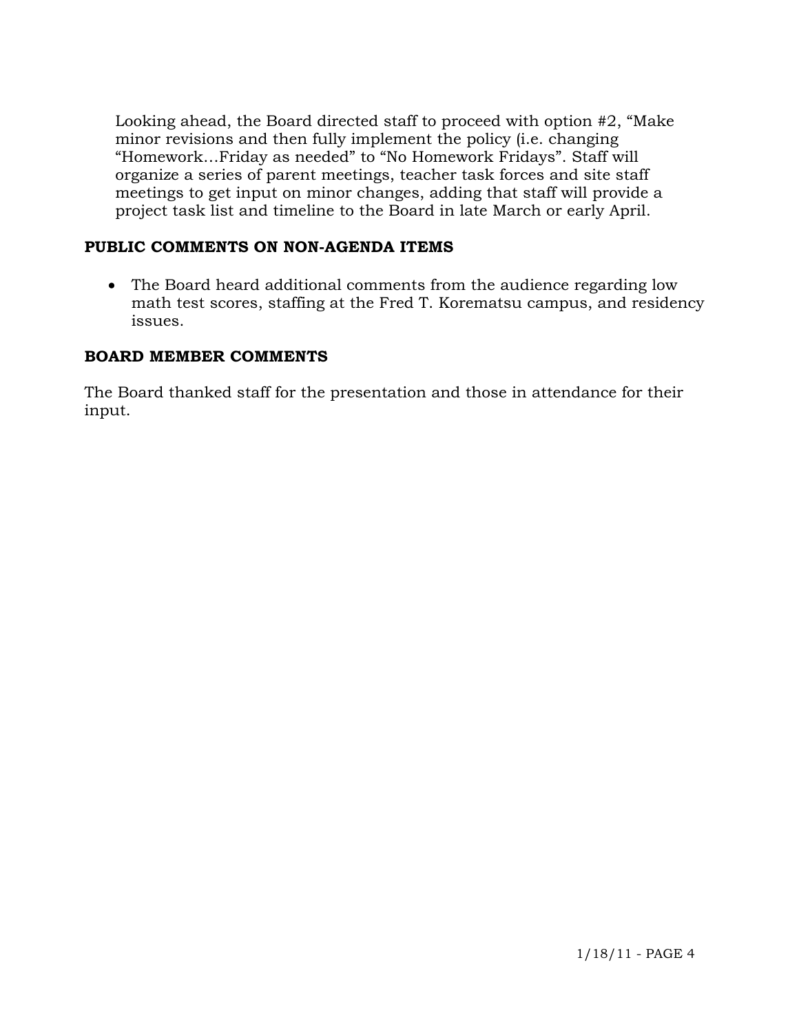Looking ahead, the Board directed staff to proceed with option #2, "Make minor revisions and then fully implement the policy (i.e. changing "Homework…Friday as needed" to "No Homework Fridays". Staff will organize a series of parent meetings, teacher task forces and site staff meetings to get input on minor changes, adding that staff will provide a project task list and timeline to the Board in late March or early April.

## PUBLIC COMMENTS ON NON-AGENDA ITEMS

- The Board heard additional comments from the audience regarding low math test scores, staffing at the Fred T. Korematsu campus, and residency issues.

## BOARD MEMBER COMMENTS

The Board thanked staff for the presentation and those in attendance for their input.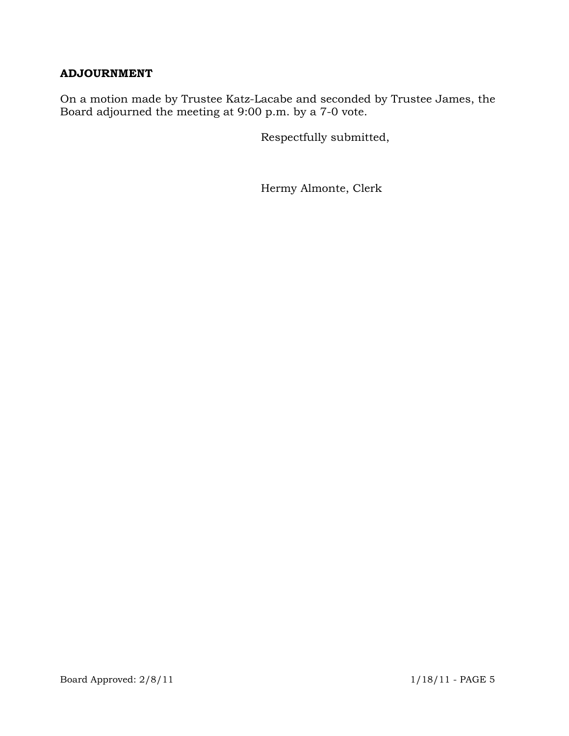**ADJOURNMENT**

On a motion made by Trustee Katz-Lacabe and seconded by Trustee James, the Board adjourned the meeting at 9:00 p.m. by a 7-0 vote.

Respectfully submitted,

Hermy Almonte, Clerk